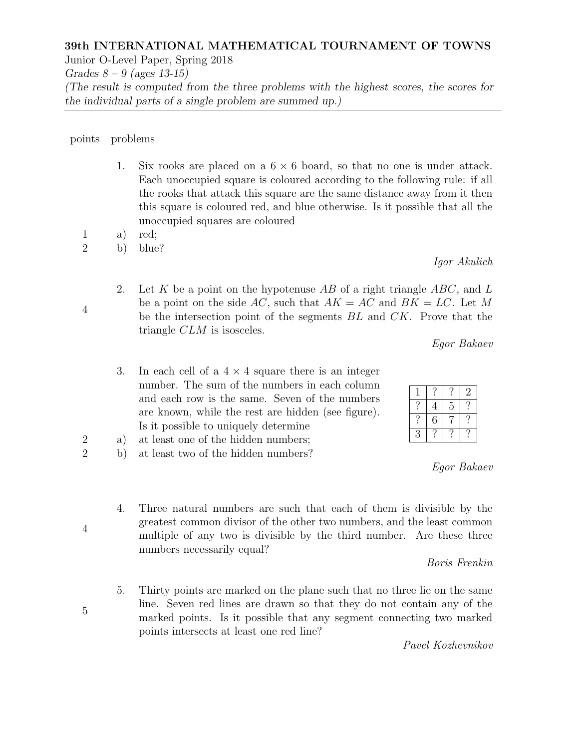**39th INTERNATIONAL MATHEMATICAL TOURNAMENT OF TOWNS**

Junior O-Level Paper, Spring 2018

*Grades 8 – 9 (ages 13-15)*

*(The result is computed from the three problems with the highest scores, the scores for the individual parts of a single problem are summed up.)*

---

points problems

1. Six rooks are placed on a $6 \times 6$ board, so that no one is under attack. Each unoccupied square is coloured according to the following rule: if all the rooks that attack this square are the same distance away from it then this square is coloured red, and blue otherwise. Is it possible that all the unoccupied squares are coloured

   (1 point) a) red;

   (2 points) b) blue?

   *Igor Akulich*

2. (4 points) Let $K$ be a point on the hypotenuse $AB$ of a right triangle $ABC$, and $L$ be a point on the side $AC$, such that $AK = AC$ and $BK = LC$. Let $M$ be the intersection point of the segments $BL$ and $CK$. Prove that the triangle $CLM$ is isosceles.

   *Egor Bakaev*

3. In each cell of a $4 \times 4$ square there is an integer number. The sum of the numbers in each column and each row is the same. Seven of the numbers are known, while the rest are hidden (see figure). Is it possible to uniquely determine

   (2 points) a) at least one of the hidden numbers;

   (2 points) b) at least two of the hidden numbers?

| 1 | ? | ? | 2 |
|---|---|---|---|
| ? | 4 | 5 | ? |
| ? | 6 | 7 | ? |
| 3 | ? | ? | ? |

   *Egor Bakaev*

4. (4 points) Three natural numbers are such that each of them is divisible by the greatest common divisor of the other two numbers, and the least common multiple of any two is divisible by the third number. Are these three numbers necessarily equal?

   *Boris Frenkin*

5. (5 points) Thirty points are marked on the plane such that no three lie on the same line. Seven red lines are drawn so that they do not contain any of the marked points. Is it possible that any segment connecting two marked points intersects at least one red line?

   *Pavel Kozhevnikov*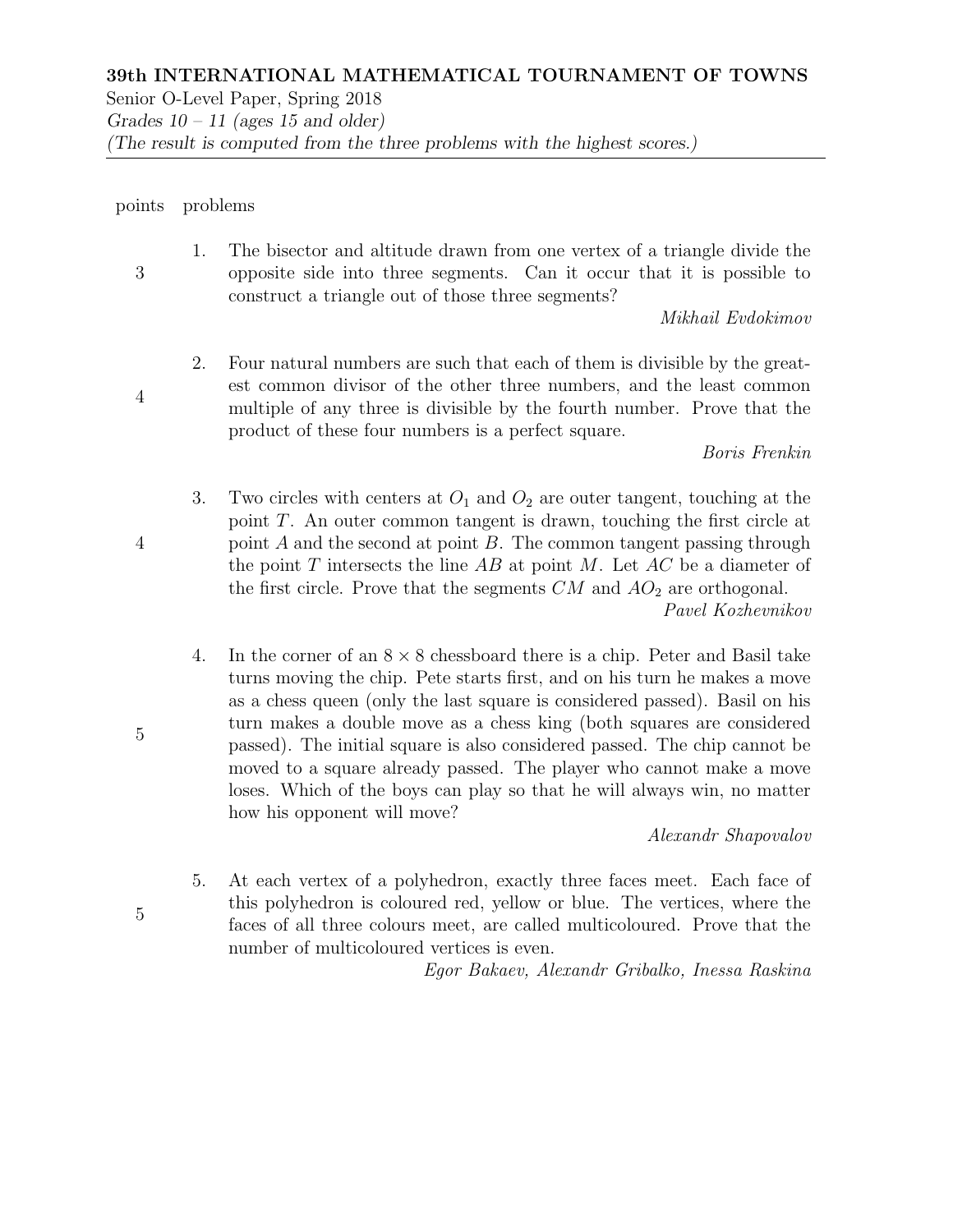**39th INTERNATIONAL MATHEMATICAL TOURNAMENT OF TOWNS**

Senior O-Level Paper, Spring 2018

*Grades 10 – 11 (ages 15 and older)*

*(The result is computed from the three problems with the highest scores.)*

---

| points | problems |
|---|---|
| 3 | 1. The bisector and altitude drawn from one vertex of a triangle divide the opposite side into three segments. Can it occur that it is possible to construct a triangle out of those three segments? *Mikhail Evdokimov* |
| 4 | 2. Four natural numbers are such that each of them is divisible by the greatest common divisor of the other three numbers, and the least common multiple of any three is divisible by the fourth number. Prove that the product of these four numbers is a perfect square. *Boris Frenkin* |
| 4 | 3. Two circles with centers at $O_1$ and $O_2$ are outer tangent, touching at the point $T$. An outer common tangent is drawn, touching the first circle at point $A$ and the second at point $B$. The common tangent passing through the point $T$ intersects the line $AB$ at point $M$. Let $AC$ be a diameter of the first circle. Prove that the segments $CM$ and $AO_2$ are orthogonal. *Pavel Kozhevnikov* |
| 5 | 4. In the corner of an $8 \times 8$ chessboard there is a chip. Peter and Basil take turns moving the chip. Pete starts first, and on his turn he makes a move as a chess queen (only the last square is considered passed). Basil on his turn makes a double move as a chess king (both squares are considered passed). The initial square is also considered passed. The chip cannot be moved to a square already passed. The player who cannot make a move loses. Which of the boys can play so that he will always win, no matter how his opponent will move? *Alexandr Shapovalov* |
| 5 | 5. At each vertex of a polyhedron, exactly three faces meet. Each face of this polyhedron is coloured red, yellow or blue. The vertices, where the faces of all three colours meet, are called multicoloured. Prove that the number of multicoloured vertices is even. *Egor Bakaev, Alexandr Gribalko, Inessa Raskina* |